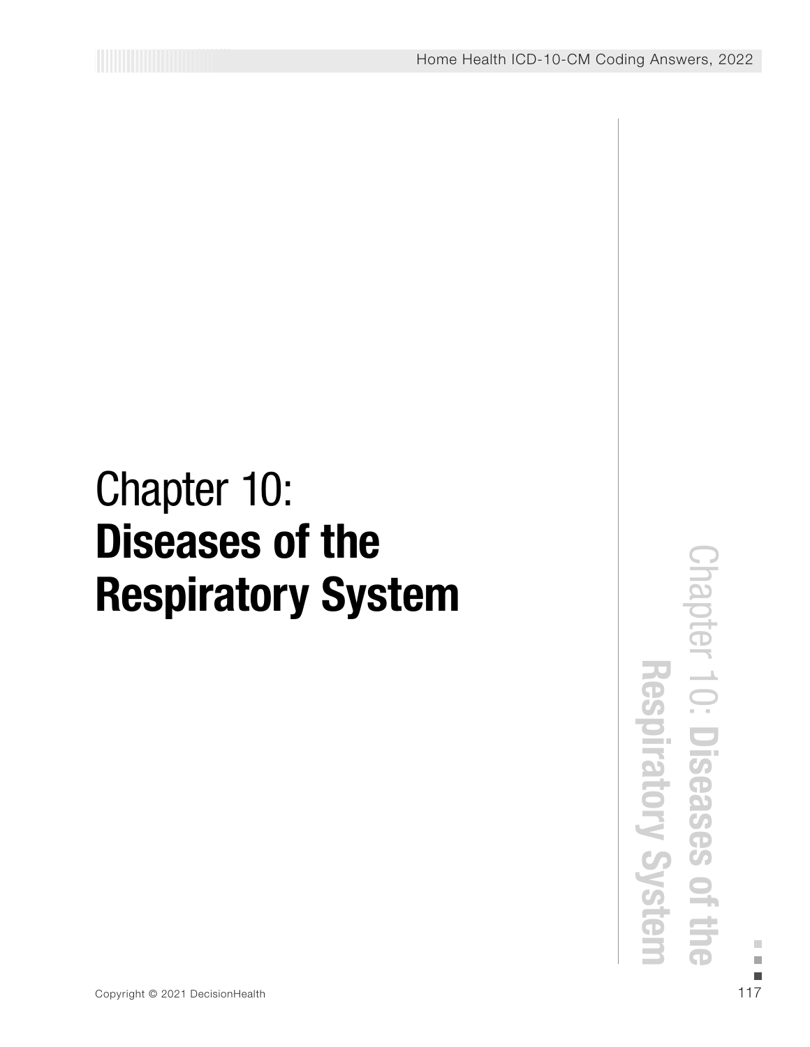# Chapter 10: **Diseases of the Respiratory System**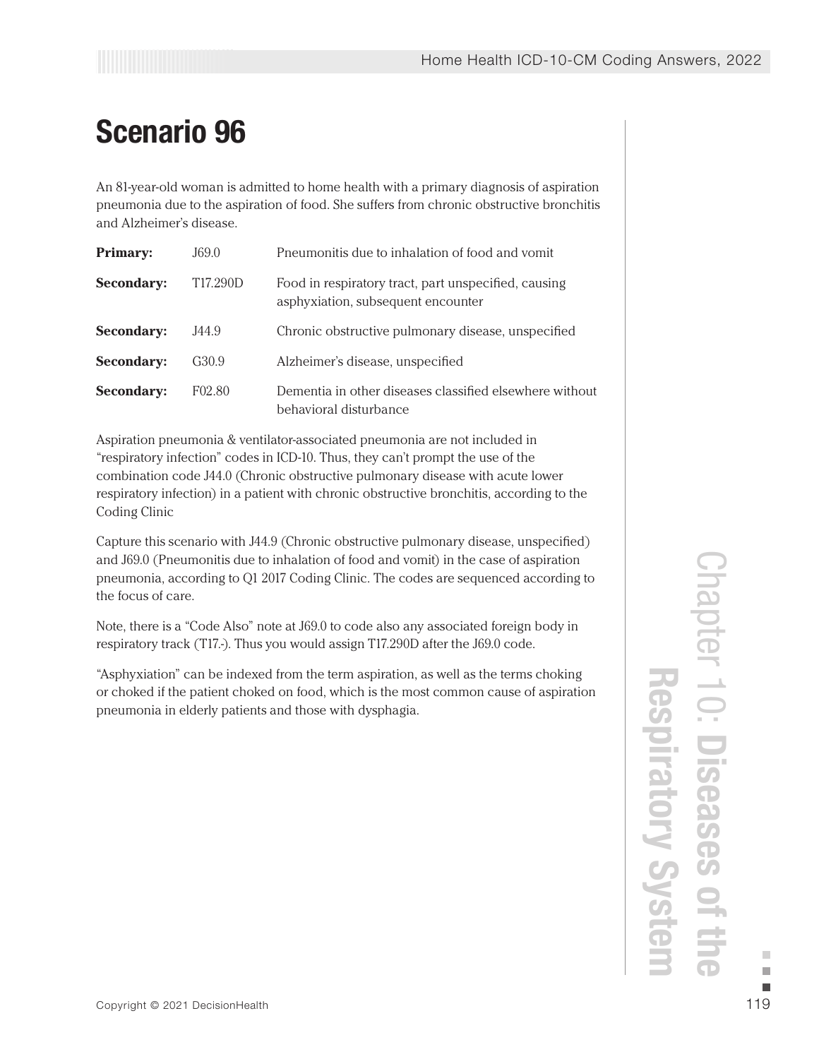# Scenario 96

An 81-year-old woman is admitted to home health with a primary diagnosis of aspiration pneumonia due to the aspiration of food. She suffers from chronic obstructive bronchitis and Alzheimer's disease.

| | | |
|---|---|---|
| **Primary:** | J69.0 | Pneumonitis due to inhalation of food and vomit |
| **Secondary:** | T17.290D | Food in respiratory tract, part unspecified, causing asphyxiation, subsequent encounter |
| **Secondary:** | J44.9 | Chronic obstructive pulmonary disease, unspecified |
| **Secondary:** | G30.9 | Alzheimer's disease, unspecified |
| **Secondary:** | F02.80 | Dementia in other diseases classified elsewhere without behavioral disturbance |

Aspiration pneumonia & ventilator-associated pneumonia are not included in "respiratory infection" codes in ICD-10. Thus, they can't prompt the use of the combination code J44.0 (Chronic obstructive pulmonary disease with acute lower respiratory infection) in a patient with chronic obstructive bronchitis, according to the Coding Clinic

Capture this scenario with J44.9 (Chronic obstructive pulmonary disease, unspecified) and J69.0 (Pneumonitis due to inhalation of food and vomit) in the case of aspiration pneumonia, according to Q1 2017 Coding Clinic. The codes are sequenced according to the focus of care.

Note, there is a "Code Also" note at J69.0 to code also any associated foreign body in respiratory track (T17.-). Thus you would assign T17.290D after the J69.0 code.

"Asphyxiation" can be indexed from the term aspiration, as well as the terms choking or choked if the patient choked on food, which is the most common cause of aspiration pneumonia in elderly patients and those with dysphagia.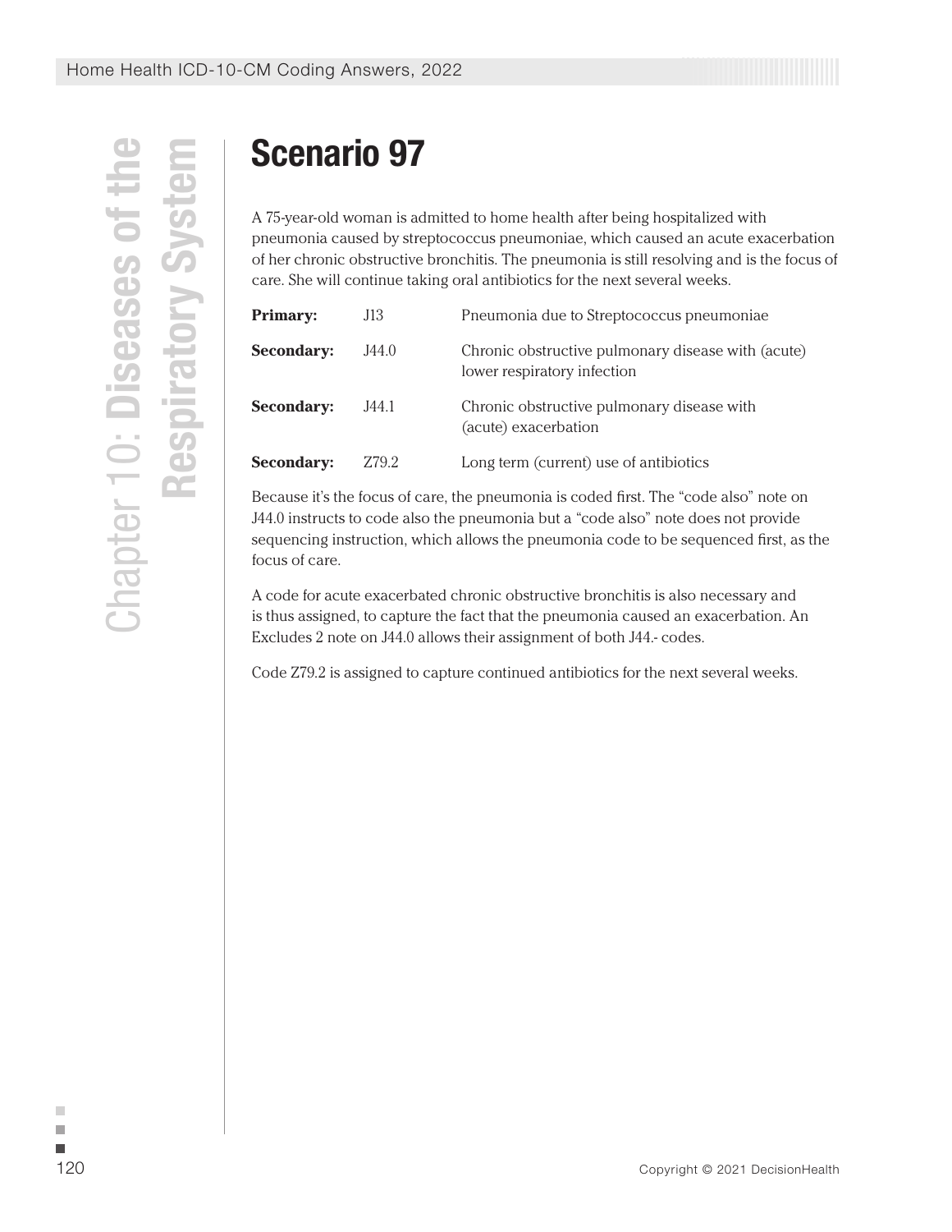# Scenario 97

A 75-year-old woman is admitted to home health after being hospitalized with pneumonia caused by streptococcus pneumoniae, which caused an acute exacerbation of her chronic obstructive bronchitis. The pneumonia is still resolving and is the focus of care. She will continue taking oral antibiotics for the next several weeks.

| | | |
|---|---|---|
| **Primary:** | J13 | Pneumonia due to Streptococcus pneumoniae |
| **Secondary:** | J44.0 | Chronic obstructive pulmonary disease with (acute) lower respiratory infection |
| **Secondary:** | J44.1 | Chronic obstructive pulmonary disease with (acute) exacerbation |
| **Secondary:** | Z79.2 | Long term (current) use of antibiotics |

Because it's the focus of care, the pneumonia is coded first. The "code also" note on J44.0 instructs to code also the pneumonia but a "code also" note does not provide sequencing instruction, which allows the pneumonia code to be sequenced first, as the focus of care.

A code for acute exacerbated chronic obstructive bronchitis is also necessary and is thus assigned, to capture the fact that the pneumonia caused an exacerbation. An Excludes 2 note on J44.0 allows their assignment of both J44.- codes.

Code Z79.2 is assigned to capture continued antibiotics for the next several weeks.